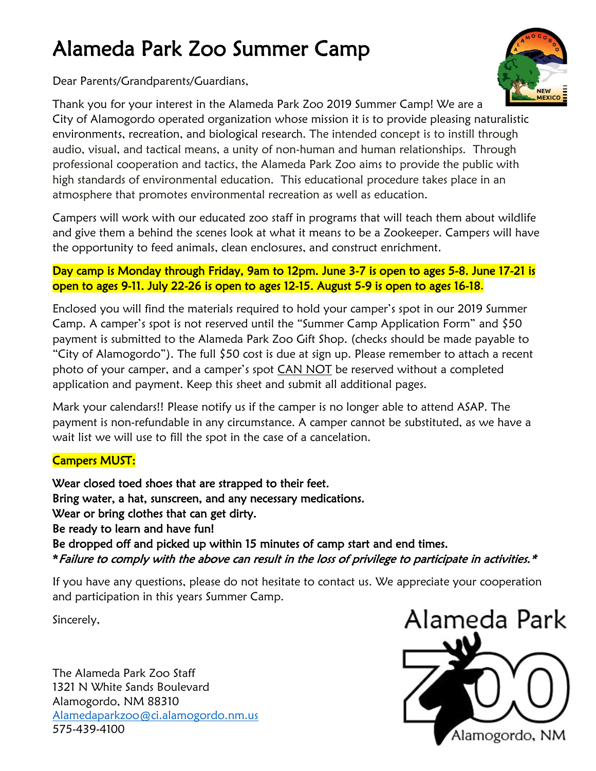# Alameda Park Zoo Summer Camp

Dear Parents/Grandparents/Guardians,

Thank you for your interest in the Alameda Park Zoo 2019 Summer Camp! We are a City of Alamogordo operated organization whose mission it is to provide pleasing naturalistic environments, recreation, and biological research. The intended concept is to instill through audio, visual, and tactical means, a unity of non-human and human relationships. Through professional cooperation and tactics, the Alameda Park Zoo aims to provide the public with high standards of environmental education. This educational procedure takes place in an atmosphere that promotes environmental recreation as well as education.

Campers will work with our educated zoo staff in programs that will teach them about wildlife and give them a behind the scenes look at what it means to be a Zookeeper. Campers will have the opportunity to feed animals, clean enclosures, and construct enrichment.

Day camp is Monday through Friday, 9am to 12pm. June 3-7 is open to ages 5-8. June 17-21 is open to ages 9-11. July 22-26 is open to ages 12-15. August 5-9 is open to ages 16-18.

Enclosed you will find the materials required to hold your camper's spot in our 2019 Summer Camp. A camper's spot is not reserved until the "Summer Camp Application Form" and $50 payment is submitted to the Alameda Park Zoo Gift Shop. (checks should be made payable to "City of Alamogordo"). The full $50 cost is due at sign up. Please remember to attach a recent photo of your camper, and a camper's spot CAN NOT be reserved without a completed application and payment. Keep this sheet and submit all additional pages.

Mark your calendars!! Please notify us if the camper is no longer able to attend ASAP. The payment is non-refundable in any circumstance. A camper cannot be substituted, as we have a wait list we will use to fill the spot in the case of a cancelation.

**Campers MUST:**

**Wear closed toed shoes that are strapped to their feet.**
**Bring water, a hat, sunscreen, and any necessary medications.**
**Wear or bring clothes that can get dirty.**
**Be ready to learn and have fun!**
**Be dropped off and picked up within 15 minutes of camp start and end times.**
***Failure to comply with the above can result in the loss of privilege to participate in activities.***

If you have any questions, please do not hesitate to contact us. We appreciate your cooperation and participation in this years Summer Camp.

Sincerely,

The Alameda Park Zoo Staff
1321 N White Sands Boulevard
Alamogordo, NM 88310
Alamedaparkzoo@ci.alamogordo.nm.us
575-439-4100

Alameda Park Zoo
Alamogordo, NM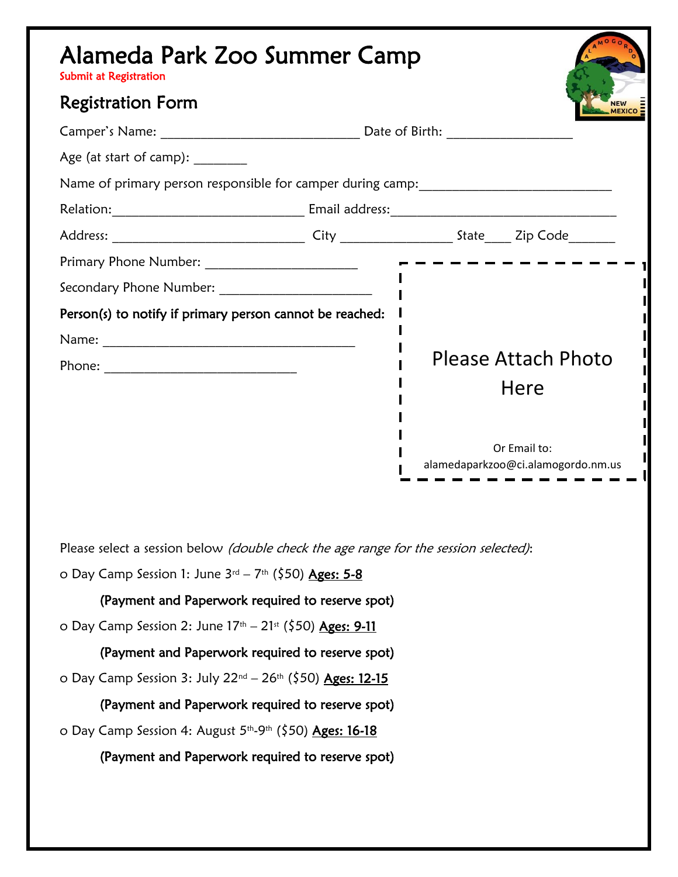# Alameda Park Zoo Summer Camp

Submit at Registration

## Registration Form

Camper's Name: ______________________________ Date of Birth: ___________________

Age (at start of camp): ________

Name of primary person responsible for camper during camp:____________________________

Relation:_____________________________ Email address:__________________________________

Address: _____________________________ City ________________ State____ Zip Code_______

Primary Phone Number: ______________________

Secondary Phone Number: ______________________

**Person(s) to notify if primary person cannot be reached:**

Name: ______________________________________

Phone: _____________________________

Please Attach Photo Here

Or Email to:
alamedaparkzoo@ci.alamogordo.nm.us

Please select a session below *(double check the age range for the session selected)*:

o Day Camp Session 1: June 3rd – 7th ($50) **Ages: 5-8**

**(Payment and Paperwork required to reserve spot)**

o Day Camp Session 2: June 17th – 21st ($50) **Ages: 9-11**

**(Payment and Paperwork required to reserve spot)**

o Day Camp Session 3: July 22nd – 26th ($50) **Ages: 12-15**

**(Payment and Paperwork required to reserve spot)**

o Day Camp Session 4: August 5th-9th ($50) **Ages: 16-18**

**(Payment and Paperwork required to reserve spot)**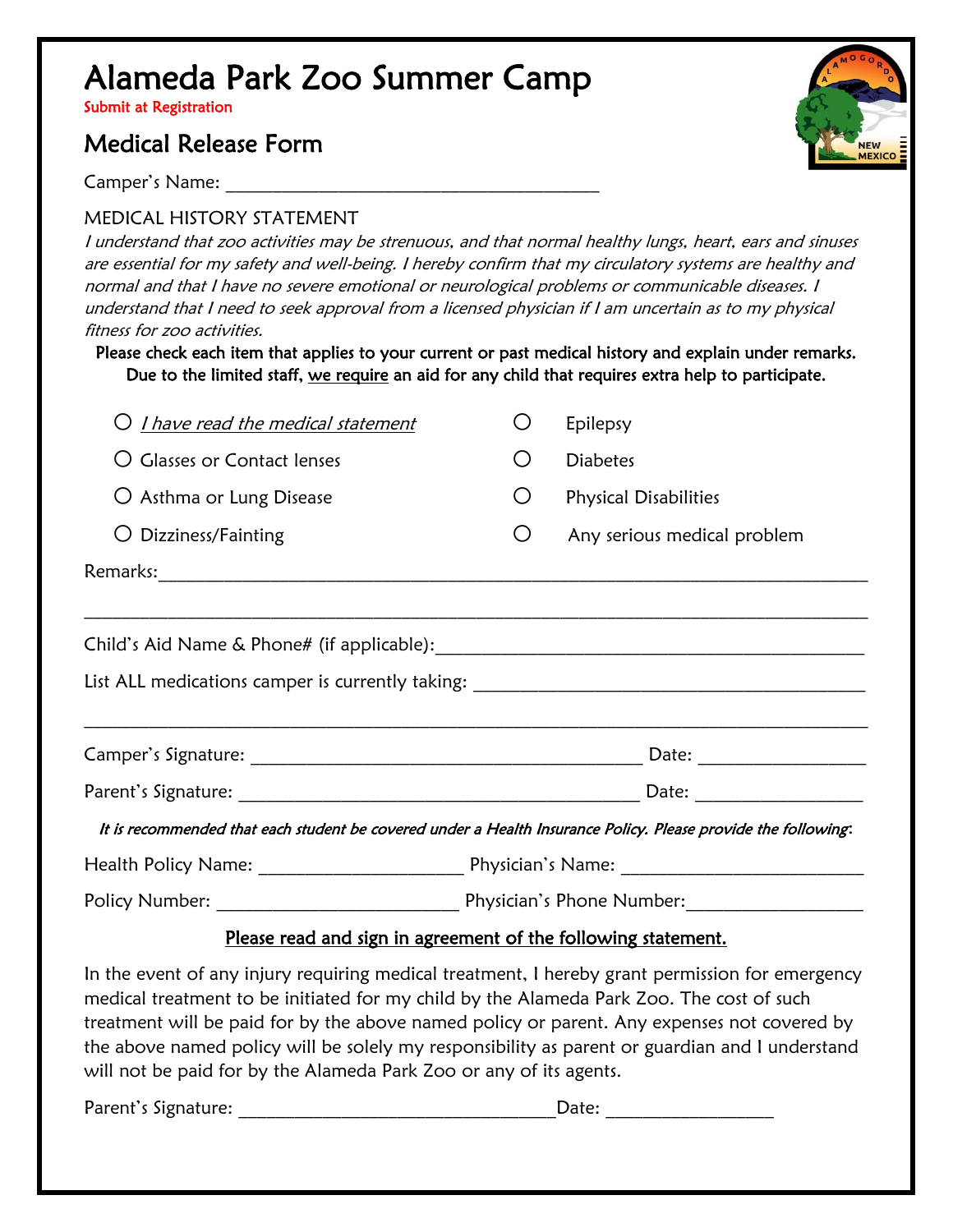# Alameda Park Zoo Summer Camp

Submit at Registration

## Medical Release Form

Camper's Name: ________________________________________

MEDICAL HISTORY STATEMENT

*I understand that zoo activities may be strenuous, and that normal healthy lungs, heart, ears and sinuses are essential for my safety and well-being. I hereby confirm that my circulatory systems are healthy and normal and that I have no severe emotional or neurological problems or communicable diseases. I understand that I need to seek approval from a licensed physician if I am uncertain as to my physical fitness for zoo activities.*

Please check each item that applies to your current or past medical history and explain under remarks. Due to the limited staff, we require an aid for any child that requires extra help to participate.

- ○ *I have read the medical statement*
- ○ Glasses or Contact lenses
- ○ Asthma or Lung Disease
- ○ Dizziness/Fainting
- ○ Epilepsy
- ○ Diabetes
- ○ Physical Disabilities
- ○ Any serious medical problem

Remarks: ____________________________________________________________________________

______________________________________________________________________________________

Child's Aid Name & Phone# (if applicable): ______________________________________________

List ALL medications camper is currently taking: ________________________________________

______________________________________________________________________________________

Camper's Signature: ________________________________________ Date: _________________

Parent's Signature: ________________________________________ Date: _________________

*It is recommended that each student be covered under a Health Insurance Policy. Please provide the following:*

Health Policy Name: _____________________ Physician's Name: _________________________

Policy Number: _________________________ Physician's Phone Number: __________________

**Please read and sign in agreement of the following statement.**

In the event of any injury requiring medical treatment, I hereby grant permission for emergency medical treatment to be initiated for my child by the Alameda Park Zoo. The cost of such treatment will be paid for by the above named policy or parent. Any expenses not covered by the above named policy will be solely my responsibility as parent or guardian and I understand will not be paid for by the Alameda Park Zoo or any of its agents.

Parent's Signature: _________________________________ Date: _________________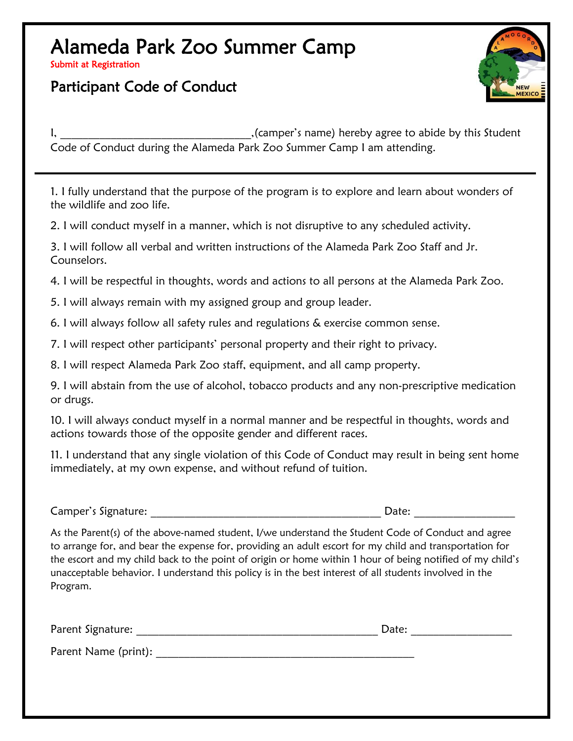# Alameda Park Zoo Summer Camp

Submit at Registration

## Participant Code of Conduct

I, ________________________________,(camper's name) hereby agree to abide by this Student Code of Conduct during the Alameda Park Zoo Summer Camp I am attending.

---

1. I fully understand that the purpose of the program is to explore and learn about wonders of the wildlife and zoo life.

2. I will conduct myself in a manner, which is not disruptive to any scheduled activity.

3. I will follow all verbal and written instructions of the Alameda Park Zoo Staff and Jr. Counselors.

4. I will be respectful in thoughts, words and actions to all persons at the Alameda Park Zoo.

5. I will always remain with my assigned group and group leader.

6. I will always follow all safety rules and regulations & exercise common sense.

7. I will respect other participants' personal property and their right to privacy.

8. I will respect Alameda Park Zoo staff, equipment, and all camp property.

9. I will abstain from the use of alcohol, tobacco products and any non-prescriptive medication or drugs.

10. I will always conduct myself in a normal manner and be respectful in thoughts, words and actions towards those of the opposite gender and different races.

11. I understand that any single violation of this Code of Conduct may result in being sent home immediately, at my own expense, and without refund of tuition.

Camper's Signature: ________________________________________ Date: _________________

As the Parent(s) of the above-named student, I/we understand the Student Code of Conduct and agree to arrange for, and bear the expense for, providing an adult escort for my child and transportation for the escort and my child back to the point of origin or home within 1 hour of being notified of my child's unacceptable behavior. I understand this policy is in the best interest of all students involved in the Program.

Parent Signature: __________________________________________ Date: _________________

Parent Name (print): ____________________________________________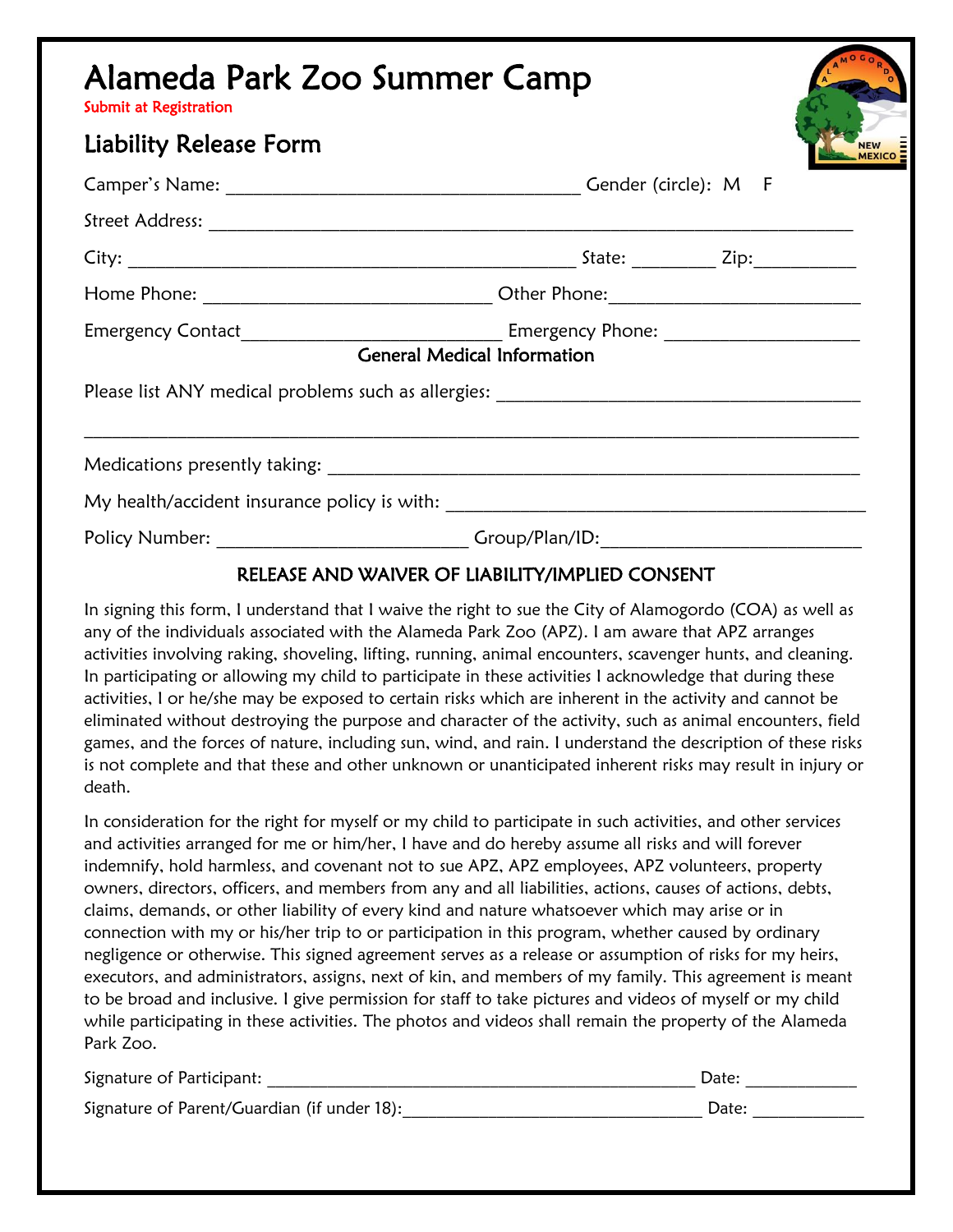# Alameda Park Zoo Summer Camp

Submit at Registration

## Liability Release Form

Camper's Name: ____________________________________ Gender (circle): M F

Street Address: ______________________________________________________________

City: _____________________________________________ State: ________ Zip:__________

Home Phone: _____________________________ Other Phone:_________________________

Emergency Contact_________________________ Emergency Phone: ___________________

### General Medical Information

Please list ANY medical problems such as allergies: ___________________________________

______________________________________________________________________________

Medications presently taking: ____________________________________________________

My health/accident insurance policy is with: _________________________________________

Policy Number: _________________________ Group/Plan/ID:__________________________

### RELEASE AND WAIVER OF LIABILITY/IMPLIED CONSENT

In signing this form, I understand that I waive the right to sue the City of Alamogordo (COA) as well as any of the individuals associated with the Alameda Park Zoo (APZ). I am aware that APZ arranges activities involving raking, shoveling, lifting, running, animal encounters, scavenger hunts, and cleaning. In participating or allowing my child to participate in these activities I acknowledge that during these activities, I or he/she may be exposed to certain risks which are inherent in the activity and cannot be eliminated without destroying the purpose and character of the activity, such as animal encounters, field games, and the forces of nature, including sun, wind, and rain. I understand the description of these risks is not complete and that these and other unknown or unanticipated inherent risks may result in injury or death.

In consideration for the right for myself or my child to participate in such activities, and other services and activities arranged for me or him/her, I have and do hereby assume all risks and will forever indemnify, hold harmless, and covenant not to sue APZ, APZ employees, APZ volunteers, property owners, directors, officers, and members from any and all liabilities, actions, causes of actions, debts, claims, demands, or other liability of every kind and nature whatsoever which may arise or in connection with my or his/her trip to or participation in this program, whether caused by ordinary negligence or otherwise. This signed agreement serves as a release or assumption of risks for my heirs, executors, and administrators, assigns, next of kin, and members of my family. This agreement is meant to be broad and inclusive. I give permission for staff to take pictures and videos of myself or my child while participating in these activities. The photos and videos shall remain the property of the Alameda Park Zoo.

Signature of Participant: _______________________________________________ Date: ___________

Signature of Parent/Guardian (if under 18):_________________________________ Date: ___________